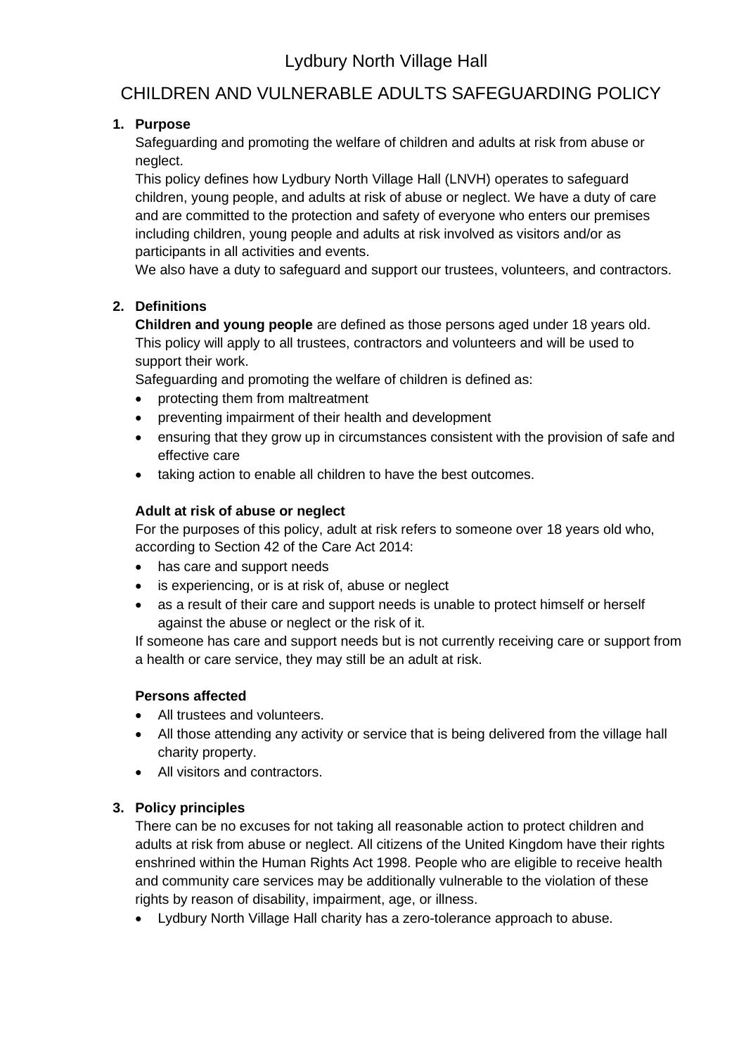# Lydbury North Village Hall

## CHILDREN AND VULNERABLE ADULTS SAFEGUARDING POLICY

1. **Purpose**

   Safeguarding and promoting the welfare of children and adults at risk from abuse or neglect.

   This policy defines how Lydbury North Village Hall (LNVH) operates to safeguard children, young people, and adults at risk of abuse or neglect. We have a duty of care and are committed to the protection and safety of everyone who enters our premises including children, young people and adults at risk involved as visitors and/or as participants in all activities and events.

   We also have a duty to safeguard and support our trustees, volunteers, and contractors.

2. **Definitions**

   **Children and young people** are defined as those persons aged under 18 years old. This policy will apply to all trustees, contractors and volunteers and will be used to support their work.

   Safeguarding and promoting the welfare of children is defined as:

   - protecting them from maltreatment
   - preventing impairment of their health and development
   - ensuring that they grow up in circumstances consistent with the provision of safe and effective care
   - taking action to enable all children to have the best outcomes.

   **Adult at risk of abuse or neglect**

   For the purposes of this policy, adult at risk refers to someone over 18 years old who, according to Section 42 of the Care Act 2014:

   - has care and support needs
   - is experiencing, or is at risk of, abuse or neglect
   - as a result of their care and support needs is unable to protect himself or herself against the abuse or neglect or the risk of it.

   If someone has care and support needs but is not currently receiving care or support from a health or care service, they may still be an adult at risk.

   **Persons affected**

   - All trustees and volunteers.
   - All those attending any activity or service that is being delivered from the village hall charity property.
   - All visitors and contractors.

3. **Policy principles**

   There can be no excuses for not taking all reasonable action to protect children and adults at risk from abuse or neglect. All citizens of the United Kingdom have their rights enshrined within the Human Rights Act 1998. People who are eligible to receive health and community care services may be additionally vulnerable to the violation of these rights by reason of disability, impairment, age, or illness.

   - Lydbury North Village Hall charity has a zero-tolerance approach to abuse.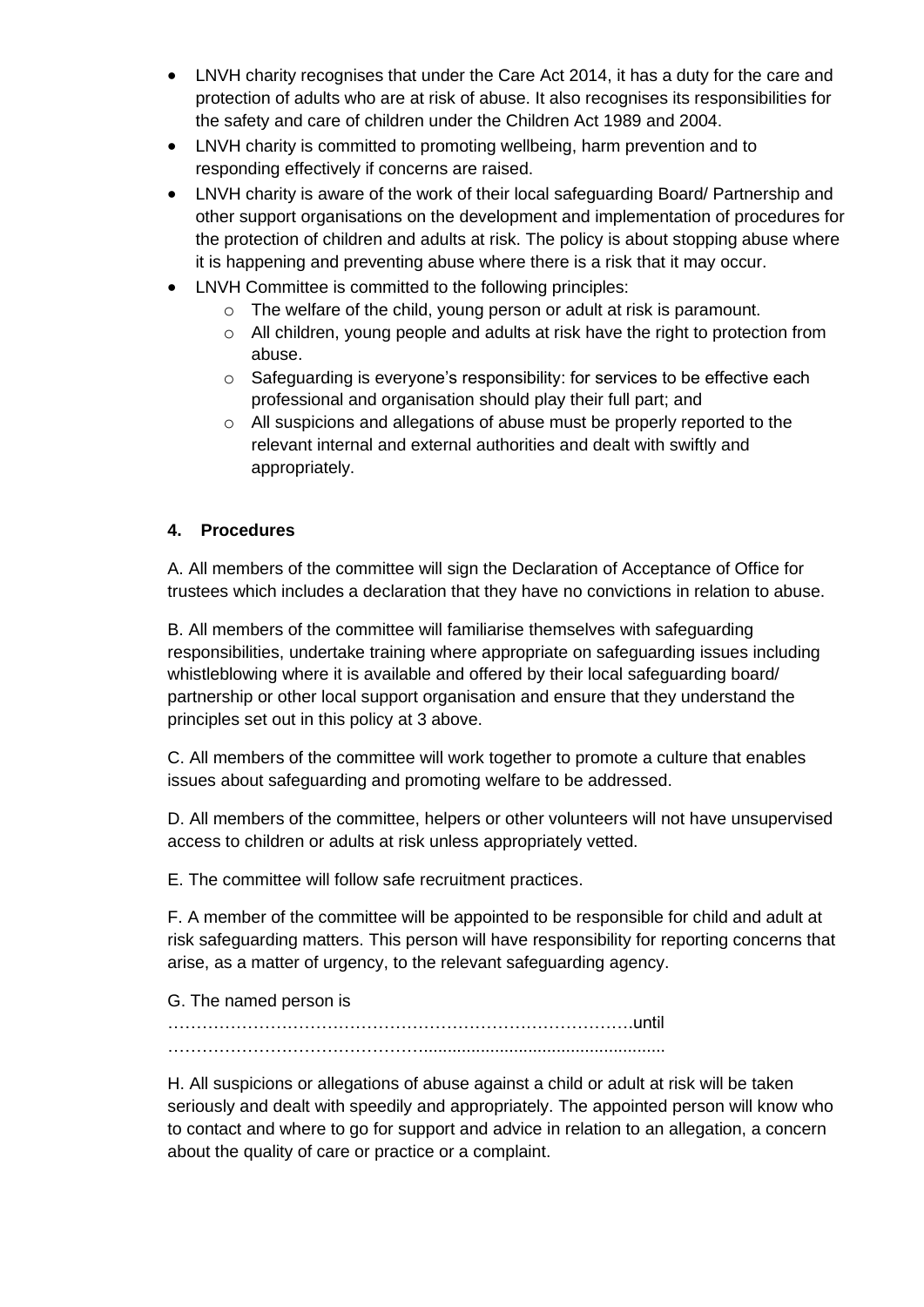- LNVH charity recognises that under the Care Act 2014, it has a duty for the care and protection of adults who are at risk of abuse. It also recognises its responsibilities for the safety and care of children under the Children Act 1989 and 2004.
- LNVH charity is committed to promoting wellbeing, harm prevention and to responding effectively if concerns are raised.
- LNVH charity is aware of the work of their local safeguarding Board/ Partnership and other support organisations on the development and implementation of procedures for the protection of children and adults at risk. The policy is about stopping abuse where it is happening and preventing abuse where there is a risk that it may occur.
- LNVH Committee is committed to the following principles:
  - The welfare of the child, young person or adult at risk is paramount.
  - All children, young people and adults at risk have the right to protection from abuse.
  - Safeguarding is everyone's responsibility: for services to be effective each professional and organisation should play their full part; and
  - All suspicions and allegations of abuse must be properly reported to the relevant internal and external authorities and dealt with swiftly and appropriately.

### 4. Procedures

A. All members of the committee will sign the Declaration of Acceptance of Office for trustees which includes a declaration that they have no convictions in relation to abuse.

B. All members of the committee will familiarise themselves with safeguarding responsibilities, undertake training where appropriate on safeguarding issues including whistleblowing where it is available and offered by their local safeguarding board/ partnership or other local support organisation and ensure that they understand the principles set out in this policy at 3 above.

C. All members of the committee will work together to promote a culture that enables issues about safeguarding and promoting welfare to be addressed.

D. All members of the committee, helpers or other volunteers will not have unsupervised access to children or adults at risk unless appropriately vetted.

E. The committee will follow safe recruitment practices.

F. A member of the committee will be appointed to be responsible for child and adult at risk safeguarding matters. This person will have responsibility for reporting concerns that arise, as a matter of urgency, to the relevant safeguarding agency.

G. The named person is ……………………………………………………………………….until ……………………………………………...................................................

H. All suspicions or allegations of abuse against a child or adult at risk will be taken seriously and dealt with speedily and appropriately. The appointed person will know who to contact and where to go for support and advice in relation to an allegation, a concern about the quality of care or practice or a complaint.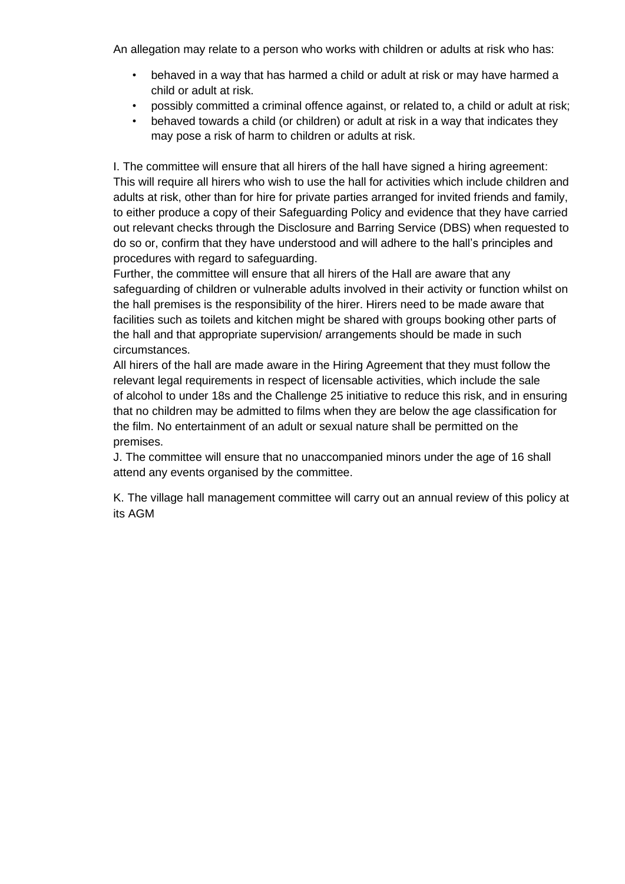An allegation may relate to a person who works with children or adults at risk who has:

- behaved in a way that has harmed a child or adult at risk or may have harmed a child or adult at risk.
- possibly committed a criminal offence against, or related to, a child or adult at risk;
- behaved towards a child (or children) or adult at risk in a way that indicates they may pose a risk of harm to children or adults at risk.

I. The committee will ensure that all hirers of the hall have signed a hiring agreement: This will require all hirers who wish to use the hall for activities which include children and adults at risk, other than for hire for private parties arranged for invited friends and family, to either produce a copy of their Safeguarding Policy and evidence that they have carried out relevant checks through the Disclosure and Barring Service (DBS) when requested to do so or, confirm that they have understood and will adhere to the hall's principles and procedures with regard to safeguarding.

Further, the committee will ensure that all hirers of the Hall are aware that any safeguarding of children or vulnerable adults involved in their activity or function whilst on the hall premises is the responsibility of the hirer. Hirers need to be made aware that facilities such as toilets and kitchen might be shared with groups booking other parts of the hall and that appropriate supervision/ arrangements should be made in such circumstances.

All hirers of the hall are made aware in the Hiring Agreement that they must follow the relevant legal requirements in respect of licensable activities, which include the sale of alcohol to under 18s and the Challenge 25 initiative to reduce this risk, and in ensuring that no children may be admitted to films when they are below the age classification for the film. No entertainment of an adult or sexual nature shall be permitted on the premises.

J. The committee will ensure that no unaccompanied minors under the age of 16 shall attend any events organised by the committee.

K. The village hall management committee will carry out an annual review of this policy at its AGM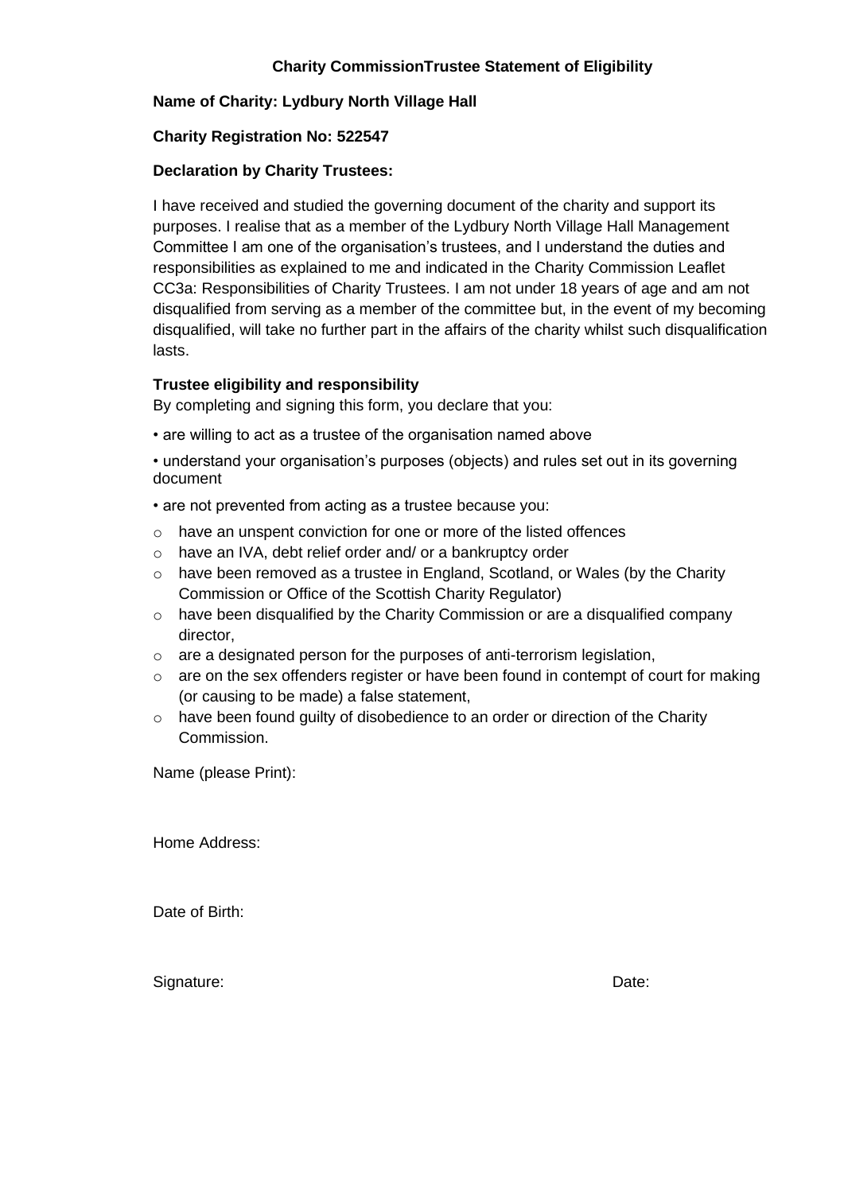# Charity CommissionTrustee Statement of Eligibility

**Name of Charity: Lydbury North Village Hall**

**Charity Registration No: 522547**

**Declaration by Charity Trustees:**

I have received and studied the governing document of the charity and support its purposes. I realise that as a member of the Lydbury North Village Hall Management Committee I am one of the organisation's trustees, and I understand the duties and responsibilities as explained to me and indicated in the Charity Commission Leaflet CC3a: Responsibilities of Charity Trustees. I am not under 18 years of age and am not disqualified from serving as a member of the committee but, in the event of my becoming disqualified, will take no further part in the affairs of the charity whilst such disqualification lasts.

**Trustee eligibility and responsibility**

By completing and signing this form, you declare that you:

- are willing to act as a trustee of the organisation named above
- understand your organisation's purposes (objects) and rules set out in its governing document
- are not prevented from acting as a trustee because you:
  - have an unspent conviction for one or more of the listed offences
  - have an IVA, debt relief order and/ or a bankruptcy order
  - have been removed as a trustee in England, Scotland, or Wales (by the Charity Commission or Office of the Scottish Charity Regulator)
  - have been disqualified by the Charity Commission or are a disqualified company director,
  - are a designated person for the purposes of anti-terrorism legislation,
  - are on the sex offenders register or have been found in contempt of court for making (or causing to be made) a false statement,
  - have been found guilty of disobedience to an order or direction of the Charity Commission.

Name (please Print):

Home Address:

Date of Birth:

Signature: Date: